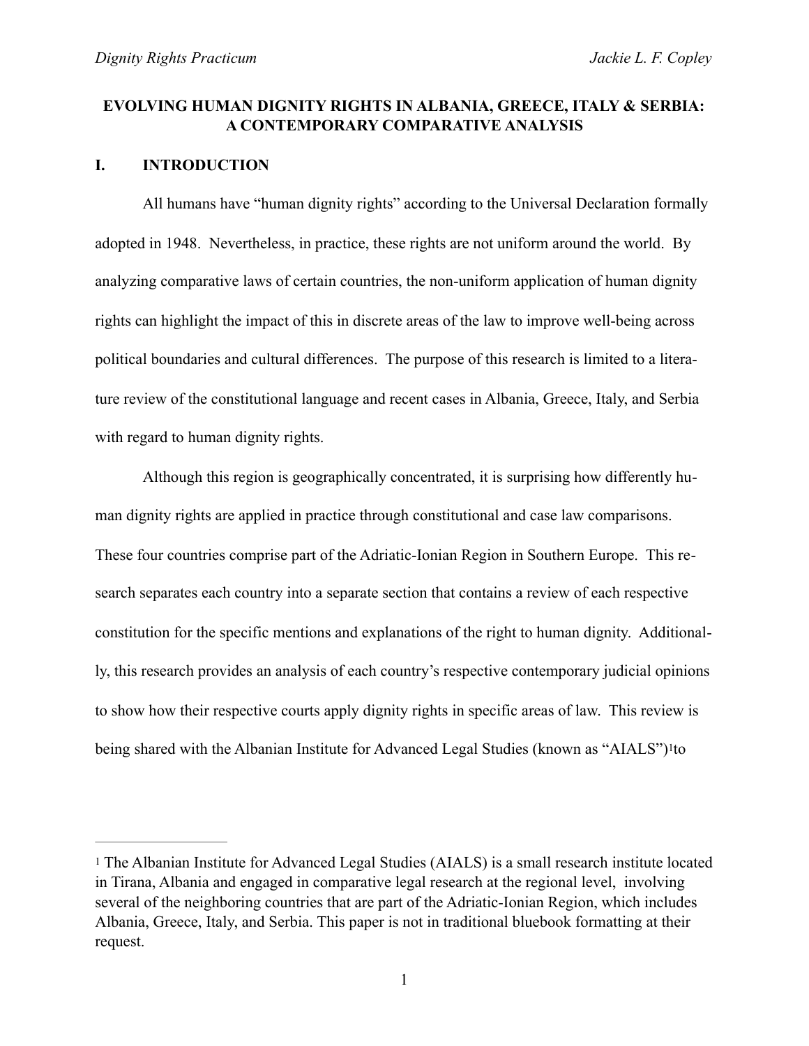# EVOLVING HUMAN DIGNITY RIGHTS IN ALBANIA, GREECE, ITALY & SERBIA: A CONTEMPORARY COMPARATIVE ANALYSIS

## I. INTRODUCTION

All humans have "human dignity rights" according to the Universal Declaration formally adopted in 1948. Nevertheless, in practice, these rights are not uniform around the world. By analyzing comparative laws of certain countries, the non-uniform application of human dignity rights can highlight the impact of this in discrete areas of the law to improve well-being across political boundaries and cultural differences. The purpose of this research is limited to a literature review of the constitutional language and recent cases in Albania, Greece, Italy, and Serbia with regard to human dignity rights.

Although this region is geographically concentrated, it is surprising how differently human dignity rights are applied in practice through constitutional and case law comparisons. These four countries comprise part of the Adriatic-Ionian Region in Southern Europe. This research separates each country into a separate section that contains a review of each respective constitution for the specific mentions and explanations of the right to human dignity. Additionally, this research provides an analysis of each country's respective contemporary judicial opinions to show how their respective courts apply dignity rights in specific areas of law. This review is being shared with the Albanian Institute for Advanced Legal Studies (known as "AIALS")[1] to

---

[1] The Albanian Institute for Advanced Legal Studies (AIALS) is a small research institute located in Tirana, Albania and engaged in comparative legal research at the regional level, involving several of the neighboring countries that are part of the Adriatic-Ionian Region, which includes Albania, Greece, Italy, and Serbia. This paper is not in traditional bluebook formatting at their request.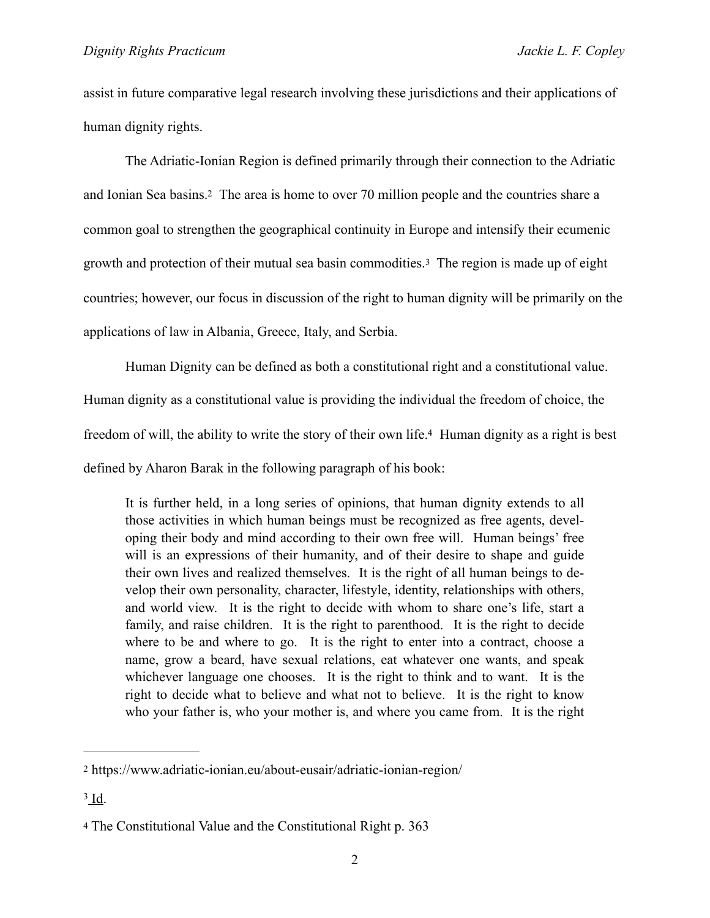assist in future comparative legal research involving these jurisdictions and their applications of human dignity rights.

The Adriatic-Ionian Region is defined primarily through their connection to the Adriatic and Ionian Sea basins.[2] The area is home to over 70 million people and the countries share a common goal to strengthen the geographical continuity in Europe and intensify their ecumenic growth and protection of their mutual sea basin commodities.[3] The region is made up of eight countries; however, our focus in discussion of the right to human dignity will be primarily on the applications of law in Albania, Greece, Italy, and Serbia.

Human Dignity can be defined as both a constitutional right and a constitutional value. Human dignity as a constitutional value is providing the individual the freedom of choice, the freedom of will, the ability to write the story of their own life.[4] Human dignity as a right is best defined by Aharon Barak in the following paragraph of his book:

> It is further held, in a long series of opinions, that human dignity extends to all those activities in which human beings must be recognized as free agents, developing their body and mind according to their own free will. Human beings' free will is an expressions of their humanity, and of their desire to shape and guide their own lives and realized themselves. It is the right of all human beings to develop their own personality, character, lifestyle, identity, relationships with others, and world view. It is the right to decide with whom to share one's life, start a family, and raise children. It is the right to parenthood. It is the right to decide where to be and where to go. It is the right to enter into a contract, choose a name, grow a beard, have sexual relations, eat whatever one wants, and speak whichever language one chooses. It is the right to think and to want. It is the right to decide what to believe and what not to believe. It is the right to know who your father is, who your mother is, and where you came from. It is the right

---

[2] https://www.adriatic-ionian.eu/about-eusair/adriatic-ionian-region/

[3] Id.

[4] The Constitutional Value and the Constitutional Right p. 363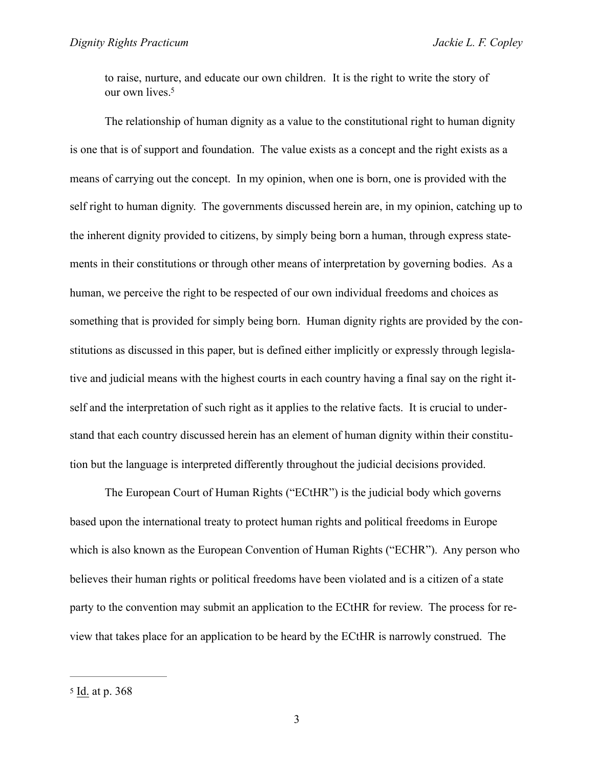> to raise, nurture, and educate our own children. It is the right to write the story of our own lives.[5]

The relationship of human dignity as a value to the constitutional right to human dignity is one that is of support and foundation. The value exists as a concept and the right exists as a means of carrying out the concept. In my opinion, when one is born, one is provided with the self right to human dignity. The governments discussed herein are, in my opinion, catching up to the inherent dignity provided to citizens, by simply being born a human, through express statements in their constitutions or through other means of interpretation by governing bodies. As a human, we perceive the right to be respected of our own individual freedoms and choices as something that is provided for simply being born. Human dignity rights are provided by the constitutions as discussed in this paper, but is defined either implicitly or expressly through legislative and judicial means with the highest courts in each country having a final say on the right itself and the interpretation of such right as it applies to the relative facts. It is crucial to understand that each country discussed herein has an element of human dignity within their constitution but the language is interpreted differently throughout the judicial decisions provided.

The European Court of Human Rights ("ECtHR") is the judicial body which governs based upon the international treaty to protect human rights and political freedoms in Europe which is also known as the European Convention of Human Rights ("ECHR"). Any person who believes their human rights or political freedoms have been violated and is a citizen of a state party to the convention may submit an application to the ECtHR for review. The process for review that takes place for an application to be heard by the ECtHR is narrowly construed. The

---

[5] Id. at p. 368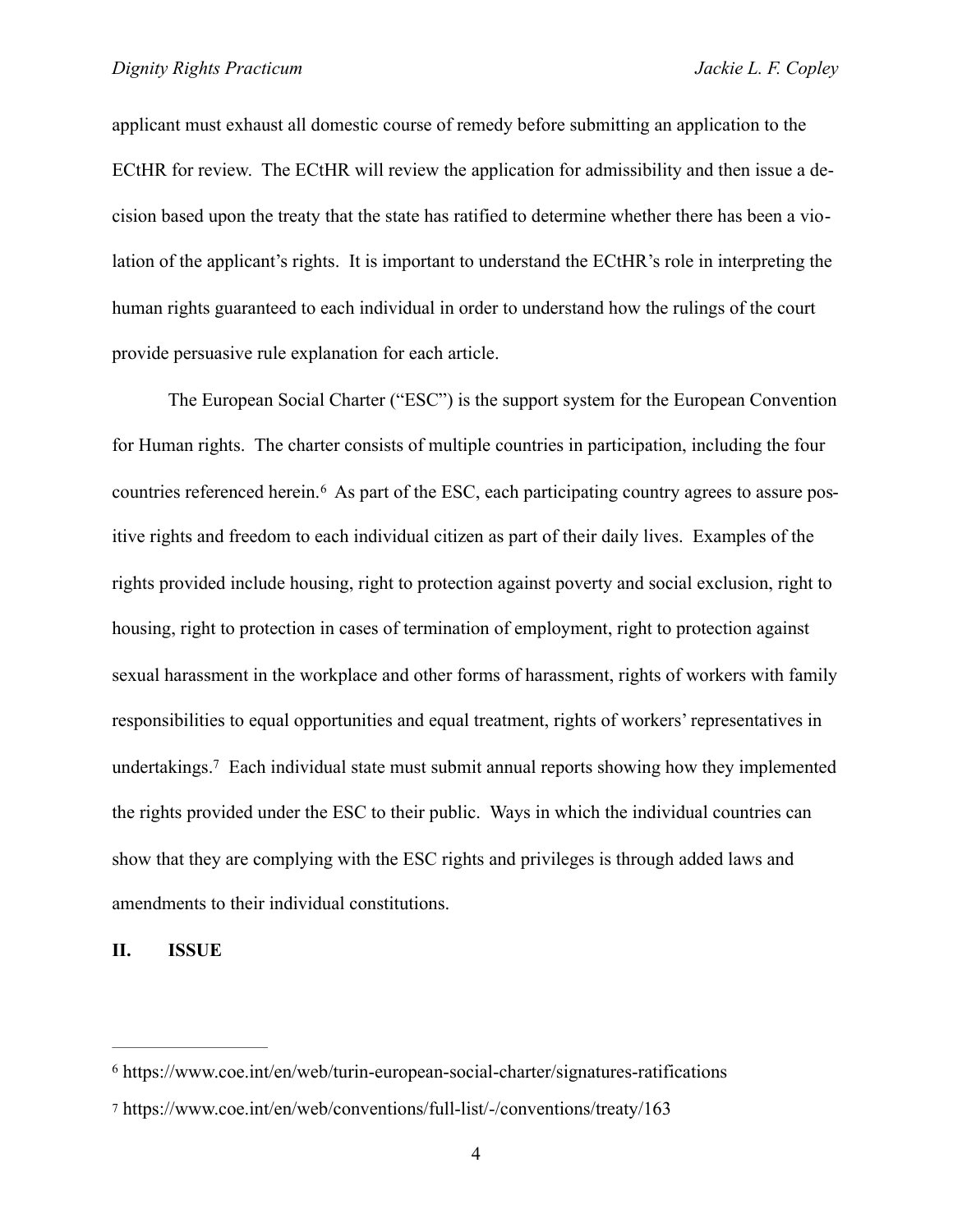applicant must exhaust all domestic course of remedy before submitting an application to the ECtHR for review. The ECtHR will review the application for admissibility and then issue a decision based upon the treaty that the state has ratified to determine whether there has been a violation of the applicant's rights. It is important to understand the ECtHR's role in interpreting the human rights guaranteed to each individual in order to understand how the rulings of the court provide persuasive rule explanation for each article.

The European Social Charter ("ESC") is the support system for the European Convention for Human rights. The charter consists of multiple countries in participation, including the four countries referenced herein.[6] As part of the ESC, each participating country agrees to assure positive rights and freedom to each individual citizen as part of their daily lives. Examples of the rights provided include housing, right to protection against poverty and social exclusion, right to housing, right to protection in cases of termination of employment, right to protection against sexual harassment in the workplace and other forms of harassment, rights of workers with family responsibilities to equal opportunities and equal treatment, rights of workers' representatives in undertakings.[7] Each individual state must submit annual reports showing how they implemented the rights provided under the ESC to their public. Ways in which the individual countries can show that they are complying with the ESC rights and privileges is through added laws and amendments to their individual constitutions.

## II. ISSUE

---

[6] https://www.coe.int/en/web/turin-european-social-charter/signatures-ratifications

[7] https://www.coe.int/en/web/conventions/full-list/-/conventions/treaty/163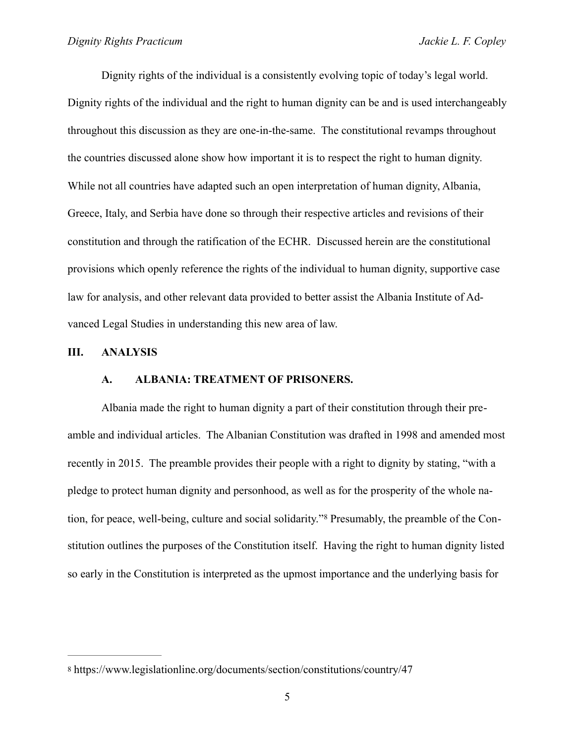Dignity rights of the individual is a consistently evolving topic of today's legal world. Dignity rights of the individual and the right to human dignity can be and is used interchangeably throughout this discussion as they are one-in-the-same. The constitutional revamps throughout the countries discussed alone show how important it is to respect the right to human dignity. While not all countries have adapted such an open interpretation of human dignity, Albania, Greece, Italy, and Serbia have done so through their respective articles and revisions of their constitution and through the ratification of the ECHR. Discussed herein are the constitutional provisions which openly reference the rights of the individual to human dignity, supportive case law for analysis, and other relevant data provided to better assist the Albania Institute of Advanced Legal Studies in understanding this new area of law.

## III. ANALYSIS

### A. ALBANIA: TREATMENT OF PRISONERS.

Albania made the right to human dignity a part of their constitution through their preamble and individual articles. The Albanian Constitution was drafted in 1998 and amended most recently in 2015. The preamble provides their people with a right to dignity by stating, "with a pledge to protect human dignity and personhood, as well as for the prosperity of the whole nation, for peace, well-being, culture and social solidarity."[8] Presumably, the preamble of the Constitution outlines the purposes of the Constitution itself. Having the right to human dignity listed so early in the Constitution is interpreted as the upmost importance and the underlying basis for

[8] https://www.legislationline.org/documents/section/constitutions/country/47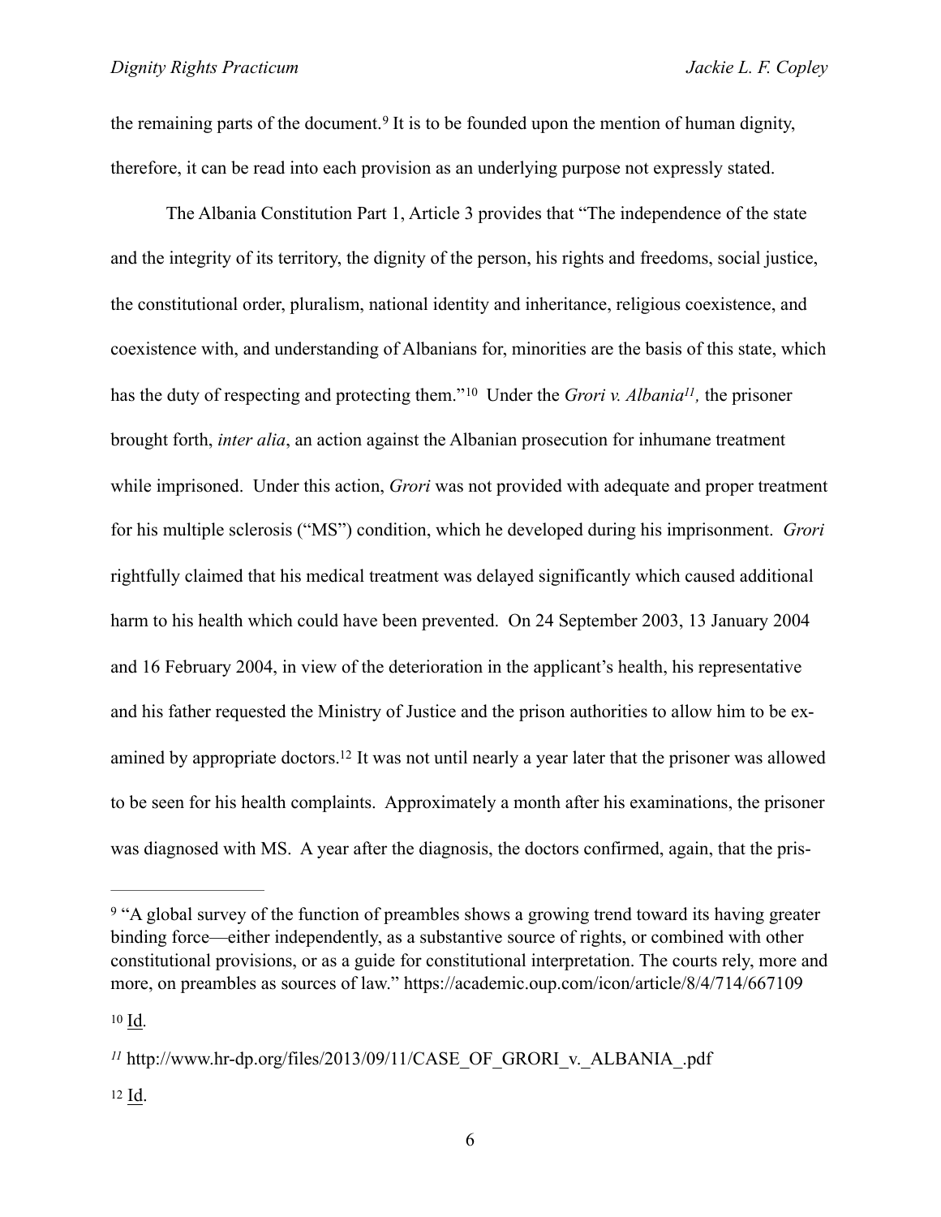the remaining parts of the document.[9] It is to be founded upon the mention of human dignity, therefore, it can be read into each provision as an underlying purpose not expressly stated.

The Albania Constitution Part 1, Article 3 provides that "The independence of the state and the integrity of its territory, the dignity of the person, his rights and freedoms, social justice, the constitutional order, pluralism, national identity and inheritance, religious coexistence, and coexistence with, and understanding of Albanians for, minorities are the basis of this state, which has the duty of respecting and protecting them."[10] Under the *Grori v. Albania[11],* the prisoner brought forth, *inter alia*, an action against the Albanian prosecution for inhumane treatment while imprisoned. Under this action, *Grori* was not provided with adequate and proper treatment for his multiple sclerosis ("MS") condition, which he developed during his imprisonment. *Grori* rightfully claimed that his medical treatment was delayed significantly which caused additional harm to his health which could have been prevented. On 24 September 2003, 13 January 2004 and 16 February 2004, in view of the deterioration in the applicant's health, his representative and his father requested the Ministry of Justice and the prison authorities to allow him to be examined by appropriate doctors.[12] It was not until nearly a year later that the prisoner was allowed to be seen for his health complaints. Approximately a month after his examinations, the prisoner was diagnosed with MS. A year after the diagnosis, the doctors confirmed, again, that the pris-

---

[9] "A global survey of the function of preambles shows a growing trend toward its having greater binding force—either independently, as a substantive source of rights, or combined with other constitutional provisions, or as a guide for constitutional interpretation. The courts rely, more and more, on preambles as sources of law." https://academic.oup.com/icon/article/8/4/714/667109

[10] Id.

[11] http://www.hr-dp.org/files/2013/09/11/CASE_OF_GRORI_v._ALBANIA_.pdf

[12] Id.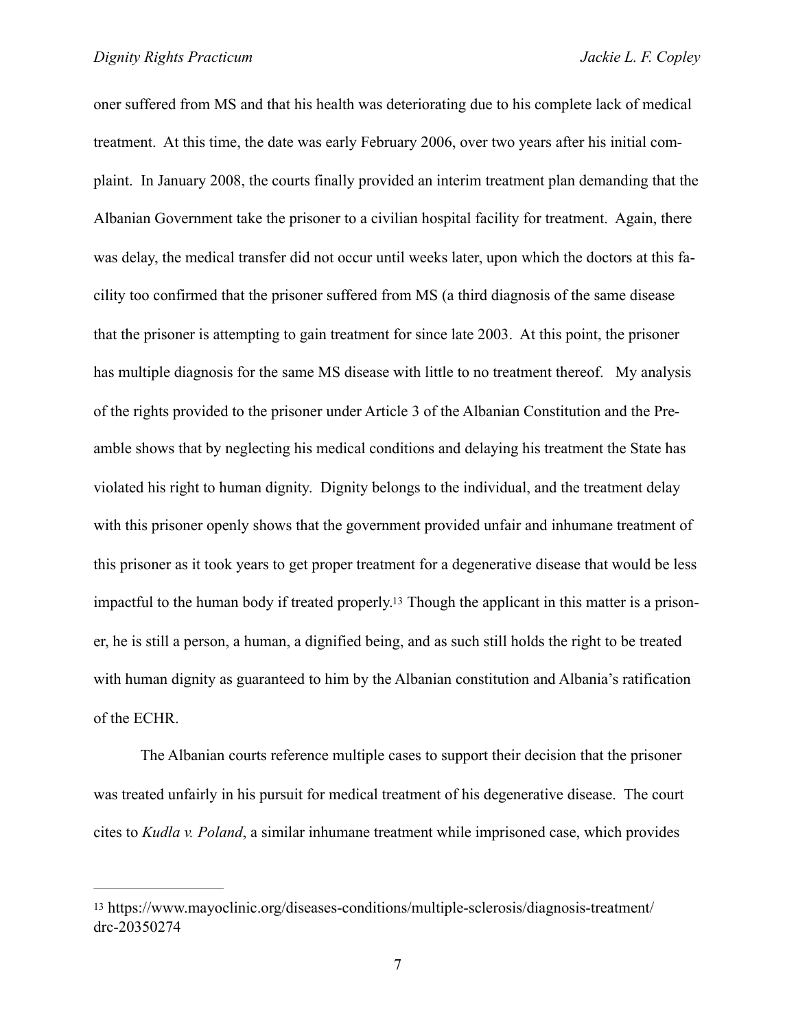oner suffered from MS and that his health was deteriorating due to his complete lack of medical treatment. At this time, the date was early February 2006, over two years after his initial complaint. In January 2008, the courts finally provided an interim treatment plan demanding that the Albanian Government take the prisoner to a civilian hospital facility for treatment. Again, there was delay, the medical transfer did not occur until weeks later, upon which the doctors at this facility too confirmed that the prisoner suffered from MS (a third diagnosis of the same disease that the prisoner is attempting to gain treatment for since late 2003. At this point, the prisoner has multiple diagnosis for the same MS disease with little to no treatment thereof. My analysis of the rights provided to the prisoner under Article 3 of the Albanian Constitution and the Preamble shows that by neglecting his medical conditions and delaying his treatment the State has violated his right to human dignity. Dignity belongs to the individual, and the treatment delay with this prisoner openly shows that the government provided unfair and inhumane treatment of this prisoner as it took years to get proper treatment for a degenerative disease that would be less impactful to the human body if treated properly.[13] Though the applicant in this matter is a prisoner, he is still a person, a human, a dignified being, and as such still holds the right to be treated with human dignity as guaranteed to him by the Albanian constitution and Albania's ratification of the ECHR.

The Albanian courts reference multiple cases to support their decision that the prisoner was treated unfairly in his pursuit for medical treatment of his degenerative disease. The court cites to *Kudla v. Poland*, a similar inhumane treatment while imprisoned case, which provides

---

[13] https://www.mayoclinic.org/diseases-conditions/multiple-sclerosis/diagnosis-treatment/drc-20350274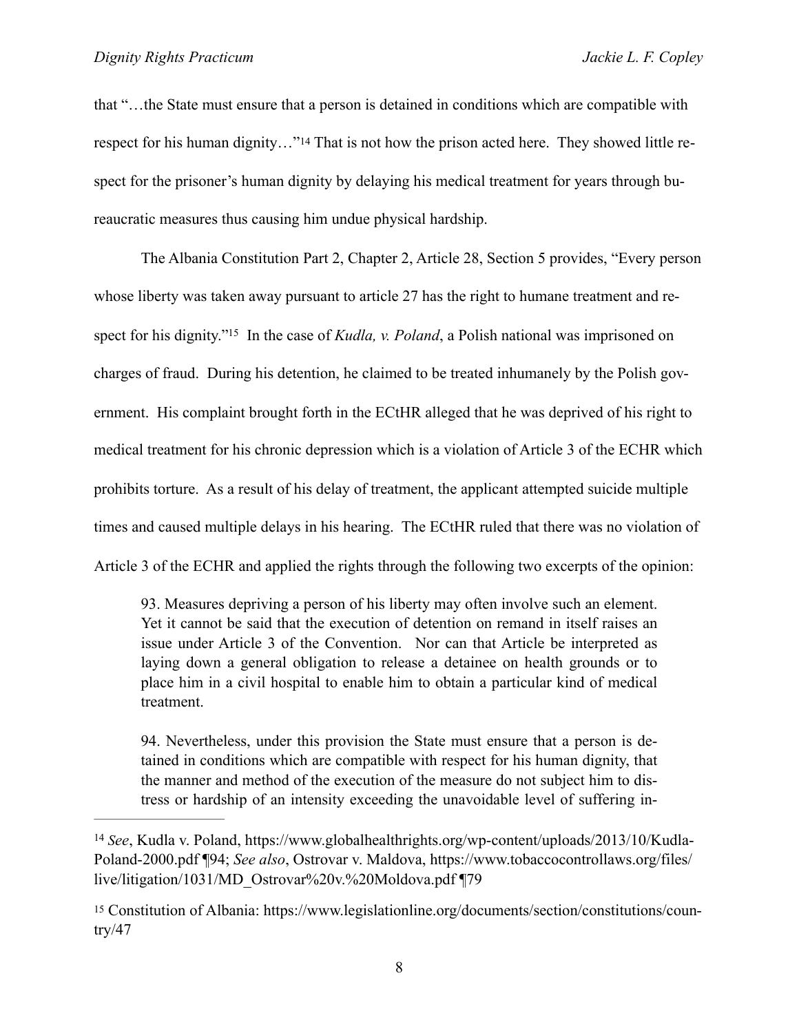that "…the State must ensure that a person is detained in conditions which are compatible with respect for his human dignity…"[14] That is not how the prison acted here. They showed little respect for the prisoner's human dignity by delaying his medical treatment for years through bureaucratic measures thus causing him undue physical hardship.

The Albania Constitution Part 2, Chapter 2, Article 28, Section 5 provides, "Every person whose liberty was taken away pursuant to article 27 has the right to humane treatment and respect for his dignity."[15] In the case of *Kudla, v. Poland*, a Polish national was imprisoned on charges of fraud. During his detention, he claimed to be treated inhumanely by the Polish government. His complaint brought forth in the ECtHR alleged that he was deprived of his right to medical treatment for his chronic depression which is a violation of Article 3 of the ECHR which prohibits torture. As a result of his delay of treatment, the applicant attempted suicide multiple times and caused multiple delays in his hearing. The ECtHR ruled that there was no violation of Article 3 of the ECHR and applied the rights through the following two excerpts of the opinion:

> 93. Measures depriving a person of his liberty may often involve such an element. Yet it cannot be said that the execution of detention on remand in itself raises an issue under Article 3 of the Convention. Nor can that Article be interpreted as laying down a general obligation to release a detainee on health grounds or to place him in a civil hospital to enable him to obtain a particular kind of medical treatment.
>
> 94. Nevertheless, under this provision the State must ensure that a person is detained in conditions which are compatible with respect for his human dignity, that the manner and method of the execution of the measure do not subject him to distress or hardship of an intensity exceeding the unavoidable level of suffering in-

---

[14] *See*, Kudla v. Poland, https://www.globalhealthrights.org/wp-content/uploads/2013/10/Kudla-Poland-2000.pdf ¶94; *See also*, Ostrovar v. Maldova, https://www.tobaccocontrollaws.org/files/live/litigation/1031/MD_Ostrovar%20v.%20Moldova.pdf ¶79

[15] Constitution of Albania: https://www.legislationline.org/documents/section/constitutions/country/47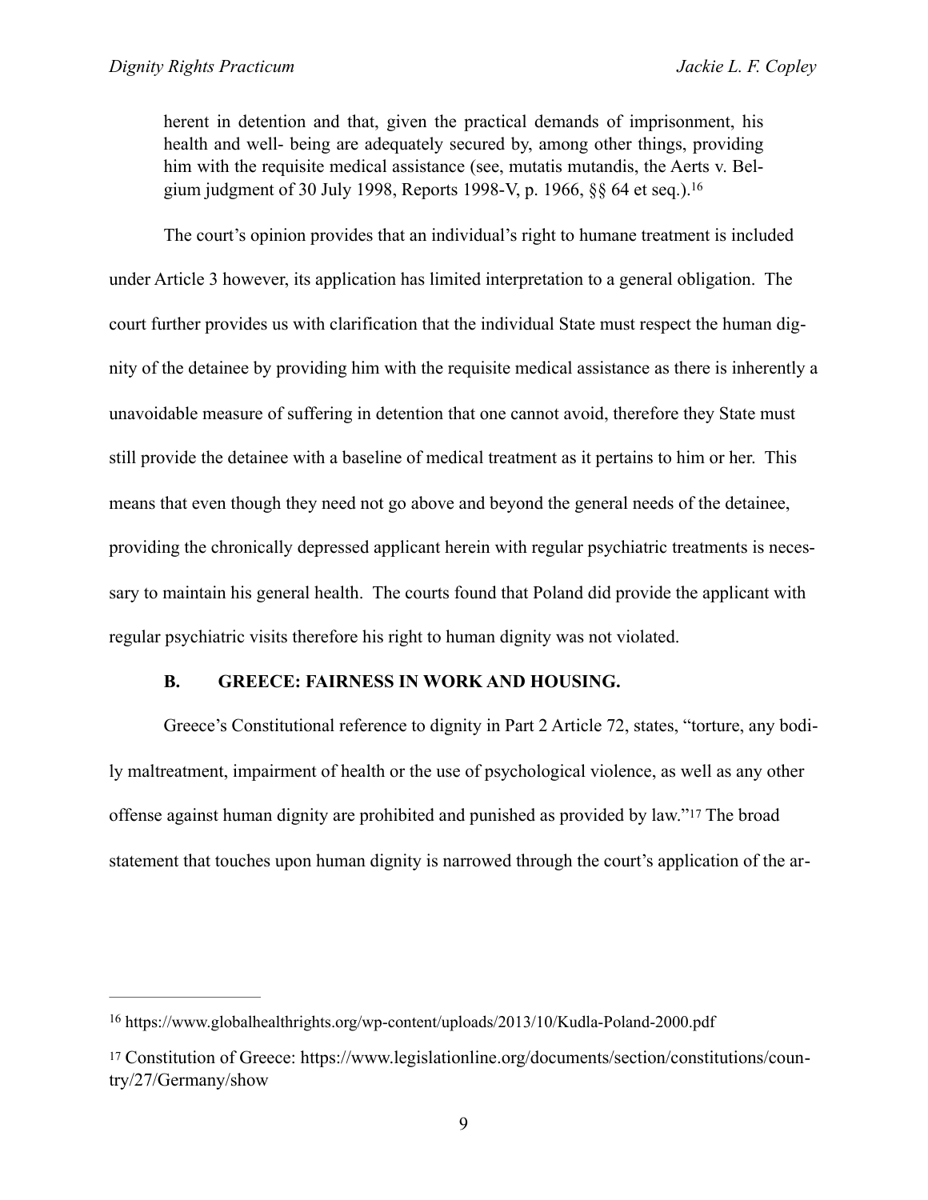herent in detention and that, given the practical demands of imprisonment, his health and well- being are adequately secured by, among other things, providing him with the requisite medical assistance (see, mutatis mutandis, the Aerts v. Belgium judgment of 30 July 1998, Reports 1998-V, p. 1966, §§ 64 et seq.).[16]

The court's opinion provides that an individual's right to humane treatment is included under Article 3 however, its application has limited interpretation to a general obligation. The court further provides us with clarification that the individual State must respect the human dignity of the detainee by providing him with the requisite medical assistance as there is inherently a unavoidable measure of suffering in detention that one cannot avoid, therefore they State must still provide the detainee with a baseline of medical treatment as it pertains to him or her. This means that even though they need not go above and beyond the general needs of the detainee, providing the chronically depressed applicant herein with regular psychiatric treatments is necessary to maintain his general health. The courts found that Poland did provide the applicant with regular psychiatric visits therefore his right to human dignity was not violated.

### B. GREECE: FAIRNESS IN WORK AND HOUSING.

Greece's Constitutional reference to dignity in Part 2 Article 72, states, "torture, any bodily maltreatment, impairment of health or the use of psychological violence, as well as any other offense against human dignity are prohibited and punished as provided by law."[17] The broad statement that touches upon human dignity is narrowed through the court's application of the ar-

---

[16] https://www.globalhealthrights.org/wp-content/uploads/2013/10/Kudla-Poland-2000.pdf

[17] Constitution of Greece: https://www.legislationline.org/documents/section/constitutions/country/27/Germany/show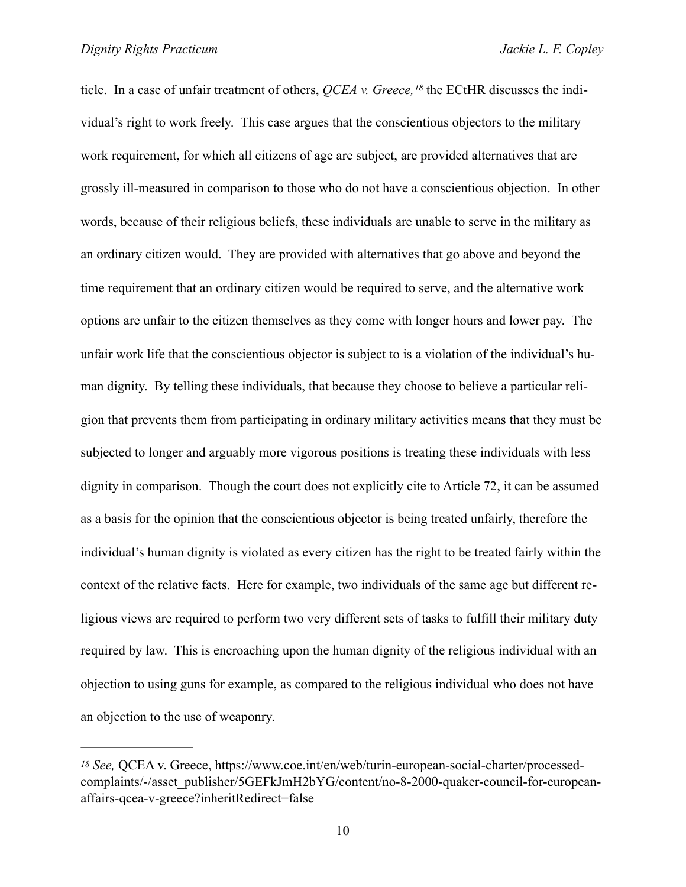ticle. In a case of unfair treatment of others, *QCEA v. Greece,*[18] the ECtHR discusses the individual's right to work freely. This case argues that the conscientious objectors to the military work requirement, for which all citizens of age are subject, are provided alternatives that are grossly ill-measured in comparison to those who do not have a conscientious objection. In other words, because of their religious beliefs, these individuals are unable to serve in the military as an ordinary citizen would. They are provided with alternatives that go above and beyond the time requirement that an ordinary citizen would be required to serve, and the alternative work options are unfair to the citizen themselves as they come with longer hours and lower pay. The unfair work life that the conscientious objector is subject to is a violation of the individual's human dignity. By telling these individuals, that because they choose to believe a particular religion that prevents them from participating in ordinary military activities means that they must be subjected to longer and arguably more vigorous positions is treating these individuals with less dignity in comparison. Though the court does not explicitly cite to Article 72, it can be assumed as a basis for the opinion that the conscientious objector is being treated unfairly, therefore the individual's human dignity is violated as every citizen has the right to be treated fairly within the context of the relative facts. Here for example, two individuals of the same age but different religious views are required to perform two very different sets of tasks to fulfill their military duty required by law. This is encroaching upon the human dignity of the religious individual with an objection to using guns for example, as compared to the religious individual who does not have an objection to the use of weaponry.

---

[18] *See,* QCEA v. Greece, https://www.coe.int/en/web/turin-european-social-charter/processed-complaints/-/asset_publisher/5GEFkJmH2bYG/content/no-8-2000-quaker-council-for-european-affairs-qcea-v-greece?inheritRedirect=false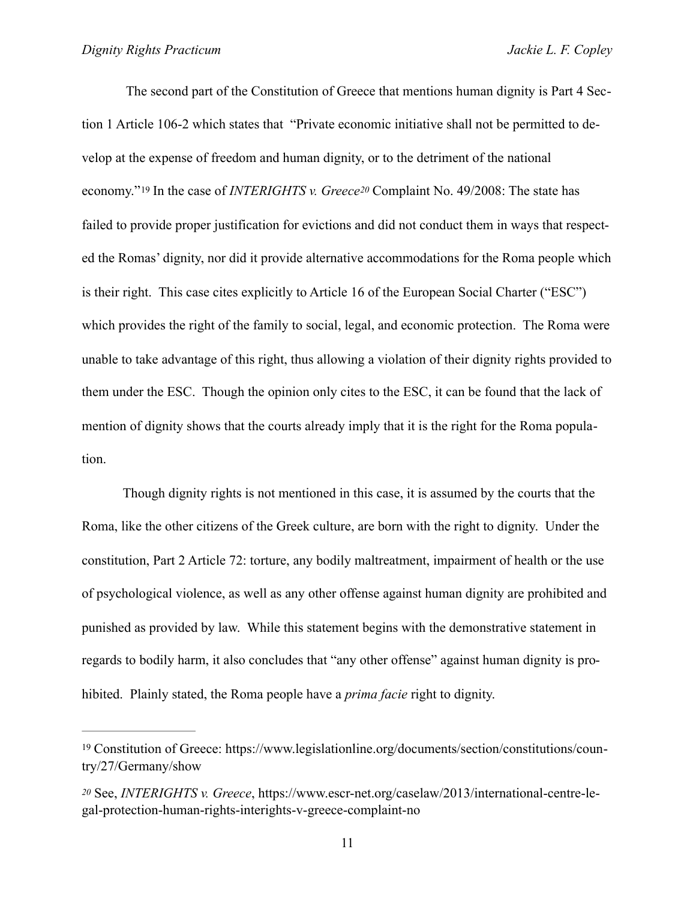The second part of the Constitution of Greece that mentions human dignity is Part 4 Section 1 Article 106-2 which states that "Private economic initiative shall not be permitted to develop at the expense of freedom and human dignity, or to the detriment of the national economy."[19] In the case of *INTERIGHTS v. Greece*[20] Complaint No. 49/2008: The state has failed to provide proper justification for evictions and did not conduct them in ways that respected the Romas' dignity, nor did it provide alternative accommodations for the Roma people which is their right. This case cites explicitly to Article 16 of the European Social Charter ("ESC") which provides the right of the family to social, legal, and economic protection. The Roma were unable to take advantage of this right, thus allowing a violation of their dignity rights provided to them under the ESC. Though the opinion only cites to the ESC, it can be found that the lack of mention of dignity shows that the courts already imply that it is the right for the Roma population.

Though dignity rights is not mentioned in this case, it is assumed by the courts that the Roma, like the other citizens of the Greek culture, are born with the right to dignity. Under the constitution, Part 2 Article 72: torture, any bodily maltreatment, impairment of health or the use of psychological violence, as well as any other offense against human dignity are prohibited and punished as provided by law. While this statement begins with the demonstrative statement in regards to bodily harm, it also concludes that "any other offense" against human dignity is prohibited. Plainly stated, the Roma people have a *prima facie* right to dignity.

---

[19] Constitution of Greece: https://www.legislationline.org/documents/section/constitutions/country/27/Germany/show

[20] See, *INTERIGHTS v. Greece*, https://www.escr-net.org/caselaw/2013/international-centre-legal-protection-human-rights-interights-v-greece-complaint-no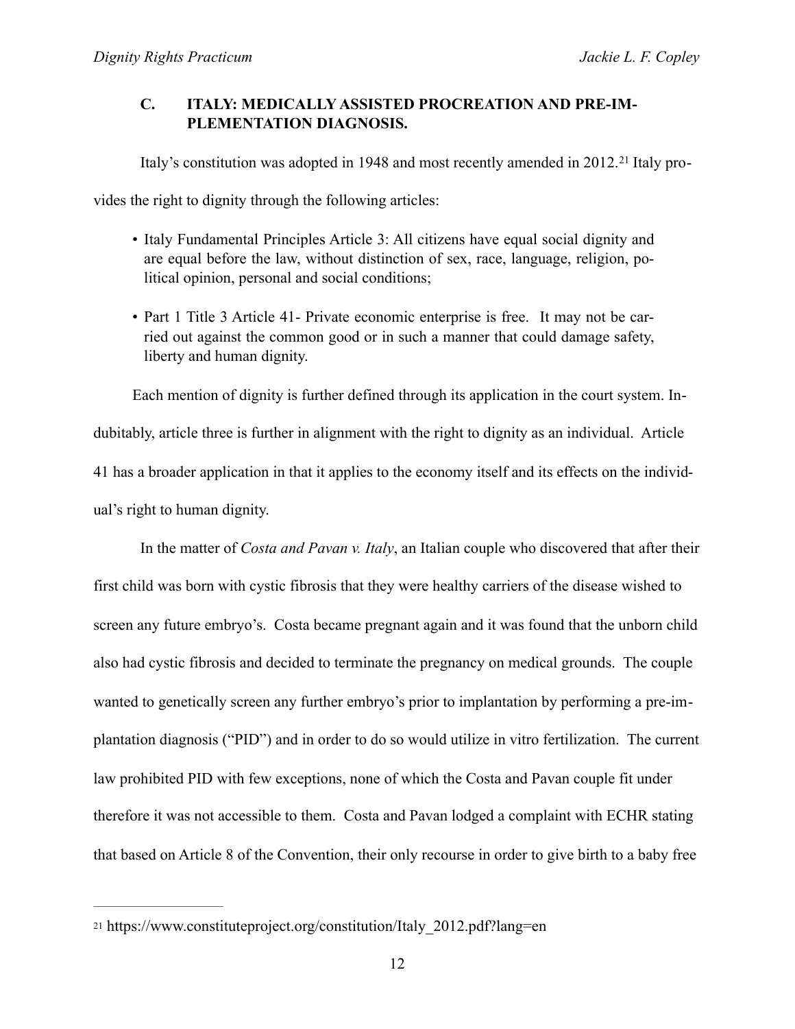### C. ITALY: MEDICALLY ASSISTED PROCREATION AND PRE-IMPLEMENTATION DIAGNOSIS.

Italy's constitution was adopted in 1948 and most recently amended in 2012.[21] Italy provides the right to dignity through the following articles:

- Italy Fundamental Principles Article 3: All citizens have equal social dignity and are equal before the law, without distinction of sex, race, language, religion, political opinion, personal and social conditions;
- Part 1 Title 3 Article 41- Private economic enterprise is free. It may not be carried out against the common good or in such a manner that could damage safety, liberty and human dignity.

Each mention of dignity is further defined through its application in the court system. Indubitably, article three is further in alignment with the right to dignity as an individual. Article 41 has a broader application in that it applies to the economy itself and its effects on the individual's right to human dignity.

In the matter of *Costa and Pavan v. Italy*, an Italian couple who discovered that after their first child was born with cystic fibrosis that they were healthy carriers of the disease wished to screen any future embryo's. Costa became pregnant again and it was found that the unborn child also had cystic fibrosis and decided to terminate the pregnancy on medical grounds. The couple wanted to genetically screen any further embryo's prior to implantation by performing a pre-implantation diagnosis ("PID") and in order to do so would utilize in vitro fertilization. The current law prohibited PID with few exceptions, none of which the Costa and Pavan couple fit under therefore it was not accessible to them. Costa and Pavan lodged a complaint with ECHR stating that based on Article 8 of the Convention, their only recourse in order to give birth to a baby free

---

[21] https://www.constituteproject.org/constitution/Italy_2012.pdf?lang=en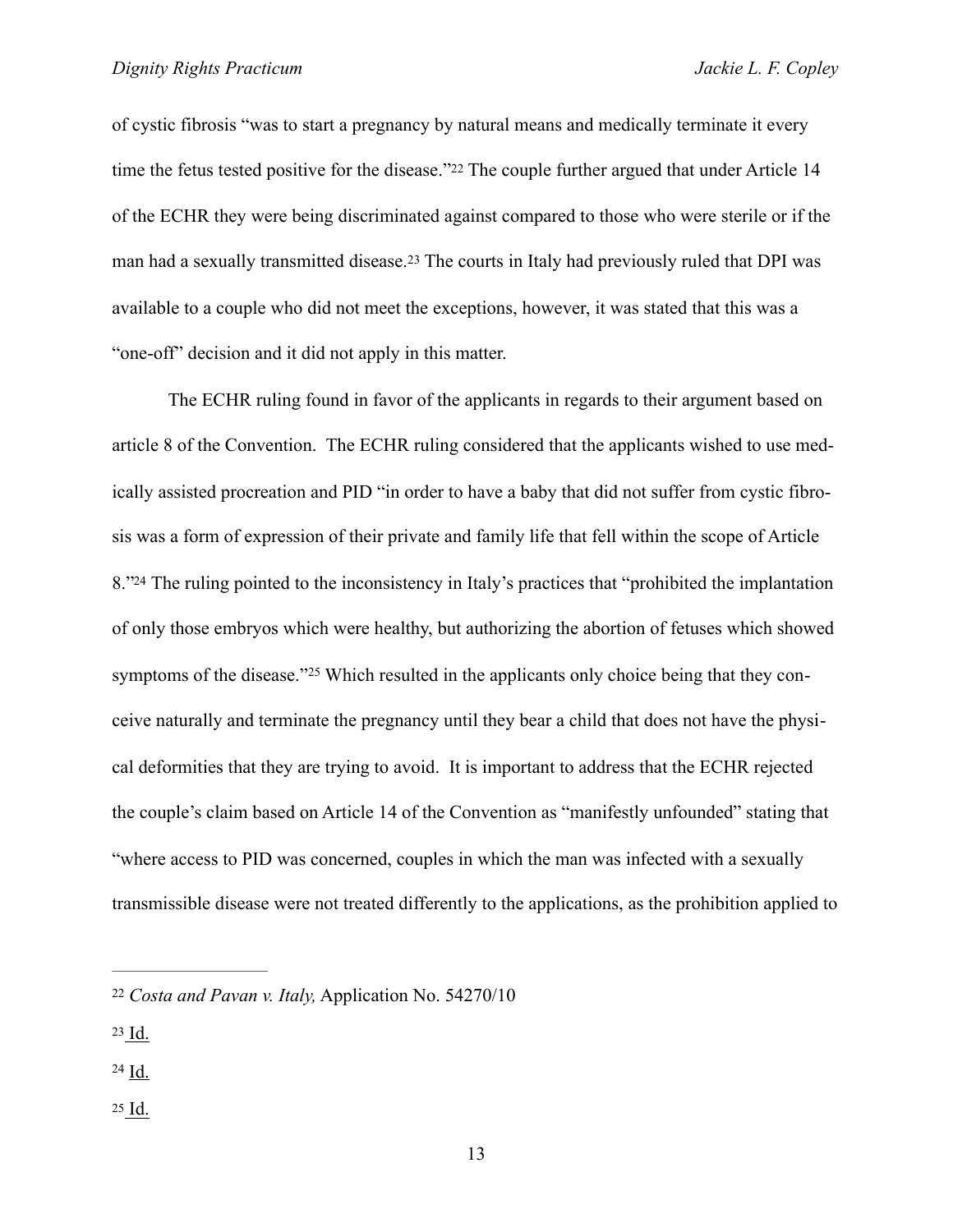of cystic fibrosis "was to start a pregnancy by natural means and medically terminate it every time the fetus tested positive for the disease."[22] The couple further argued that under Article 14 of the ECHR they were being discriminated against compared to those who were sterile or if the man had a sexually transmitted disease.[23] The courts in Italy had previously ruled that DPI was available to a couple who did not meet the exceptions, however, it was stated that this was a "one-off" decision and it did not apply in this matter.

The ECHR ruling found in favor of the applicants in regards to their argument based on article 8 of the Convention. The ECHR ruling considered that the applicants wished to use medically assisted procreation and PID "in order to have a baby that did not suffer from cystic fibrosis was a form of expression of their private and family life that fell within the scope of Article 8."[24] The ruling pointed to the inconsistency in Italy's practices that "prohibited the implantation of only those embryos which were healthy, but authorizing the abortion of fetuses which showed symptoms of the disease."[25] Which resulted in the applicants only choice being that they conceive naturally and terminate the pregnancy until they bear a child that does not have the physical deformities that they are trying to avoid. It is important to address that the ECHR rejected the couple's claim based on Article 14 of the Convention as "manifestly unfounded" stating that "where access to PID was concerned, couples in which the man was infected with a sexually transmissible disease were not treated differently to the applications, as the prohibition applied to

---

[22] *Costa and Pavan v. Italy,* Application No. 54270/10

[23] Id.

[24] Id.

[25] Id.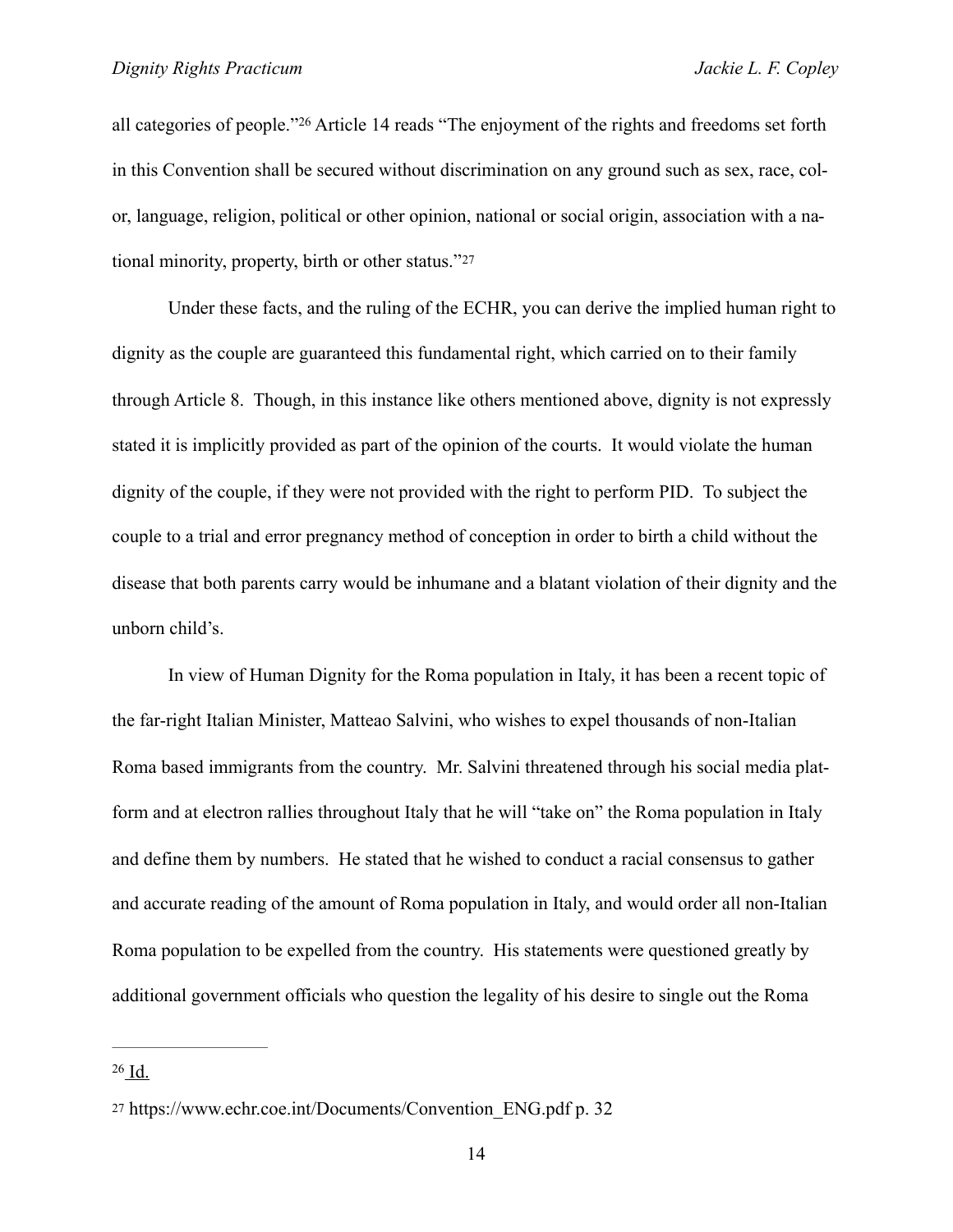all categories of people."[26] Article 14 reads "The enjoyment of the rights and freedoms set forth in this Convention shall be secured without discrimination on any ground such as sex, race, color, language, religion, political or other opinion, national or social origin, association with a national minority, property, birth or other status."[27]

Under these facts, and the ruling of the ECHR, you can derive the implied human right to dignity as the couple are guaranteed this fundamental right, which carried on to their family through Article 8. Though, in this instance like others mentioned above, dignity is not expressly stated it is implicitly provided as part of the opinion of the courts. It would violate the human dignity of the couple, if they were not provided with the right to perform PID. To subject the couple to a trial and error pregnancy method of conception in order to birth a child without the disease that both parents carry would be inhumane and a blatant violation of their dignity and the unborn child's.

In view of Human Dignity for the Roma population in Italy, it has been a recent topic of the far-right Italian Minister, Matteao Salvini, who wishes to expel thousands of non-Italian Roma based immigrants from the country. Mr. Salvini threatened through his social media platform and at electron rallies throughout Italy that he will "take on" the Roma population in Italy and define them by numbers. He stated that he wished to conduct a racial consensus to gather and accurate reading of the amount of Roma population in Italy, and would order all non-Italian Roma population to be expelled from the country. His statements were questioned greatly by additional government officials who question the legality of his desire to single out the Roma

---

[26] Id.

[27] https://www.echr.coe.int/Documents/Convention_ENG.pdf p. 32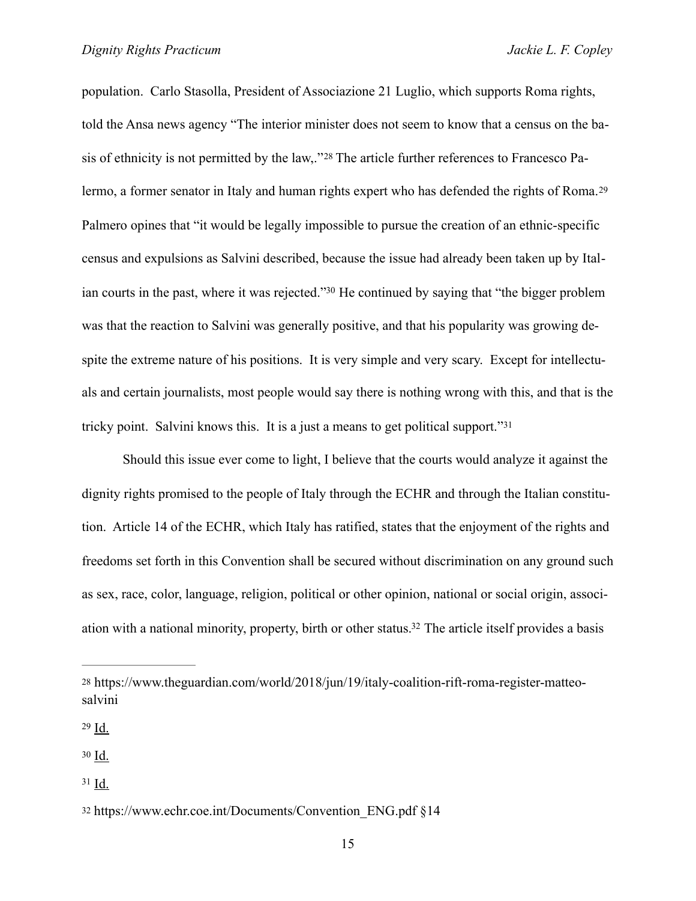population. Carlo Stasolla, President of Associazione 21 Luglio, which supports Roma rights, told the Ansa news agency "The interior minister does not seem to know that a census on the basis of ethnicity is not permitted by the law,."[28] The article further references to Francesco Palermo, a former senator in Italy and human rights expert who has defended the rights of Roma.[29] Palmero opines that "it would be legally impossible to pursue the creation of an ethnic-specific census and expulsions as Salvini described, because the issue had already been taken up by Italian courts in the past, where it was rejected."[30] He continued by saying that "the bigger problem was that the reaction to Salvini was generally positive, and that his popularity was growing despite the extreme nature of his positions. It is very simple and very scary. Except for intellectuals and certain journalists, most people would say there is nothing wrong with this, and that is the tricky point. Salvini knows this. It is a just a means to get political support."[31]

Should this issue ever come to light, I believe that the courts would analyze it against the dignity rights promised to the people of Italy through the ECHR and through the Italian constitution. Article 14 of the ECHR, which Italy has ratified, states that the enjoyment of the rights and freedoms set forth in this Convention shall be secured without discrimination on any ground such as sex, race, color, language, religion, political or other opinion, national or social origin, association with a national minority, property, birth or other status.[32] The article itself provides a basis

---

[28] https://www.theguardian.com/world/2018/jun/19/italy-coalition-rift-roma-register-matteo-salvini

[29] Id.

[30] Id.

[31] Id.

[32] https://www.echr.coe.int/Documents/Convention_ENG.pdf §14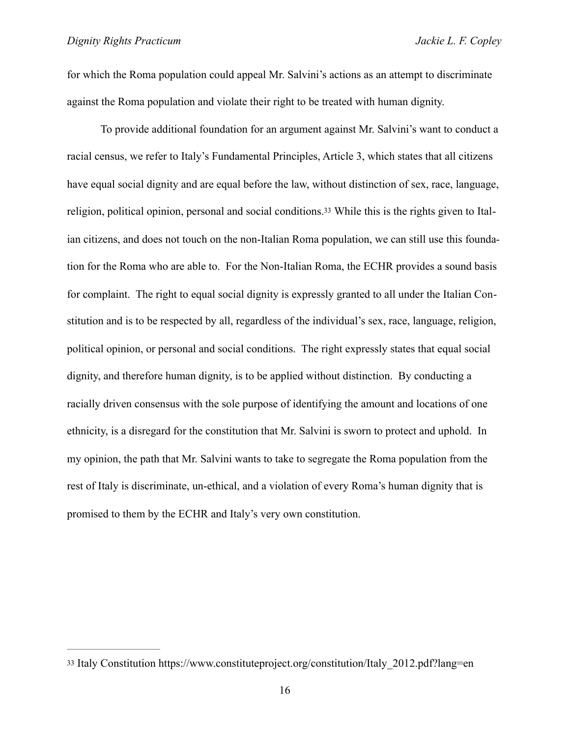for which the Roma population could appeal Mr. Salvini's actions as an attempt to discriminate against the Roma population and violate their right to be treated with human dignity.

To provide additional foundation for an argument against Mr. Salvini's want to conduct a racial census, we refer to Italy's Fundamental Principles, Article 3, which states that all citizens have equal social dignity and are equal before the law, without distinction of sex, race, language, religion, political opinion, personal and social conditions.[33] While this is the rights given to Italian citizens, and does not touch on the non-Italian Roma population, we can still use this foundation for the Roma who are able to. For the Non-Italian Roma, the ECHR provides a sound basis for complaint. The right to equal social dignity is expressly granted to all under the Italian Constitution and is to be respected by all, regardless of the individual's sex, race, language, religion, political opinion, or personal and social conditions. The right expressly states that equal social dignity, and therefore human dignity, is to be applied without distinction. By conducting a racially driven consensus with the sole purpose of identifying the amount and locations of one ethnicity, is a disregard for the constitution that Mr. Salvini is sworn to protect and uphold. In my opinion, the path that Mr. Salvini wants to take to segregate the Roma population from the rest of Italy is discriminate, un-ethical, and a violation of every Roma's human dignity that is promised to them by the ECHR and Italy's very own constitution.

---

[33] Italy Constitution https://www.constituteproject.org/constitution/Italy_2012.pdf?lang=en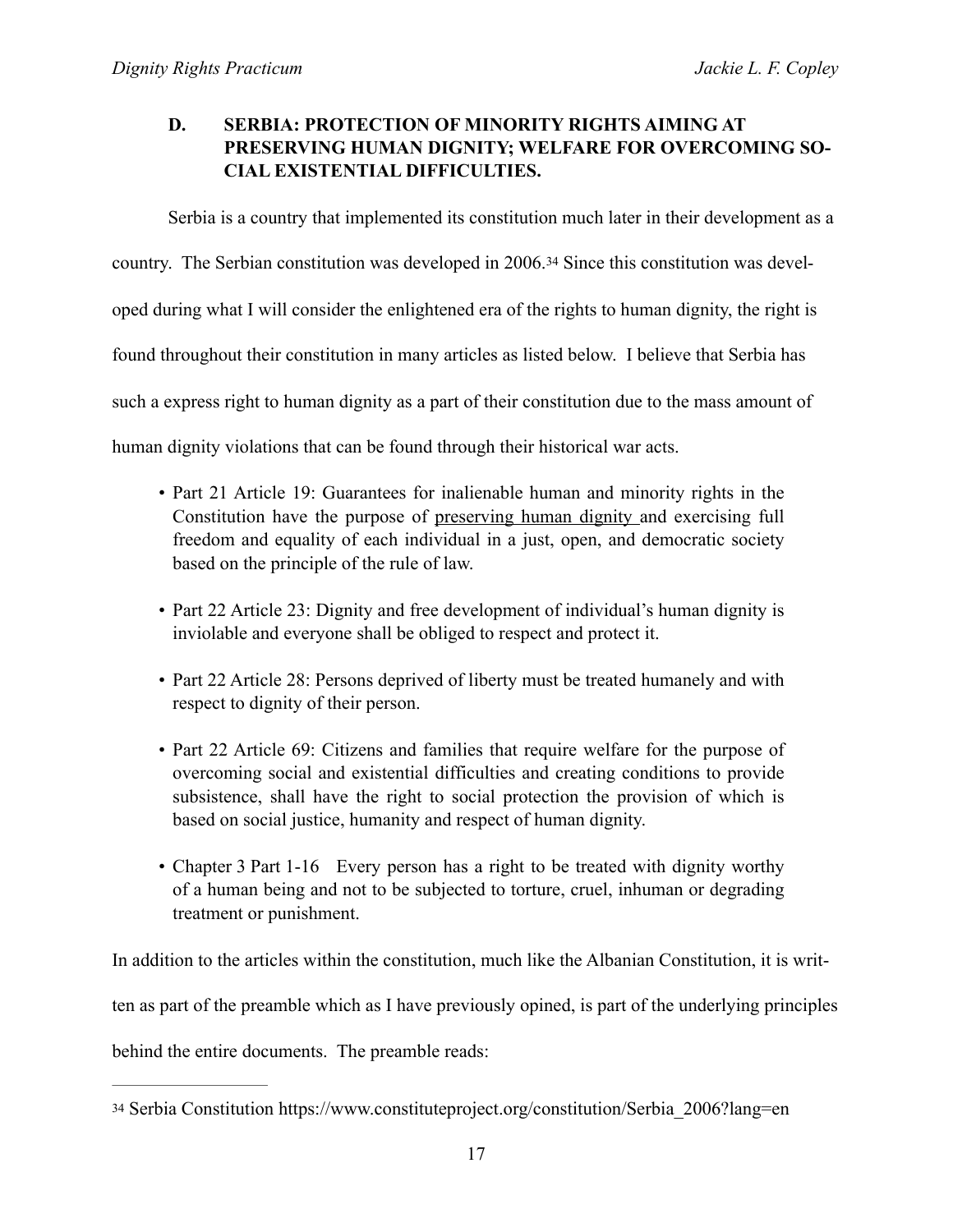### D. SERBIA: PROTECTION OF MINORITY RIGHTS AIMING AT PRESERVING HUMAN DIGNITY; WELFARE FOR OVERCOMING SOCIAL EXISTENTIAL DIFFICULTIES.

Serbia is a country that implemented its constitution much later in their development as a country. The Serbian constitution was developed in 2006.[34] Since this constitution was developed during what I will consider the enlightened era of the rights to human dignity, the right is found throughout their constitution in many articles as listed below. I believe that Serbia has such a express right to human dignity as a part of their constitution due to the mass amount of human dignity violations that can be found through their historical war acts.

- Part 21 Article 19: Guarantees for inalienable human and minority rights in the Constitution have the purpose of <u>preserving human dignity</u> and exercising full freedom and equality of each individual in a just, open, and democratic society based on the principle of the rule of law.
- Part 22 Article 23: Dignity and free development of individual's human dignity is inviolable and everyone shall be obliged to respect and protect it.
- Part 22 Article 28: Persons deprived of liberty must be treated humanely and with respect to dignity of their person.
- Part 22 Article 69: Citizens and families that require welfare for the purpose of overcoming social and existential difficulties and creating conditions to provide subsistence, shall have the right to social protection the provision of which is based on social justice, humanity and respect of human dignity.
- Chapter 3 Part 1-16 Every person has a right to be treated with dignity worthy of a human being and not to be subjected to torture, cruel, inhuman or degrading treatment or punishment.

In addition to the articles within the constitution, much like the Albanian Constitution, it is written as part of the preamble which as I have previously opined, is part of the underlying principles behind the entire documents. The preamble reads:

---

[34] Serbia Constitution https://www.constituteproject.org/constitution/Serbia_2006?lang=en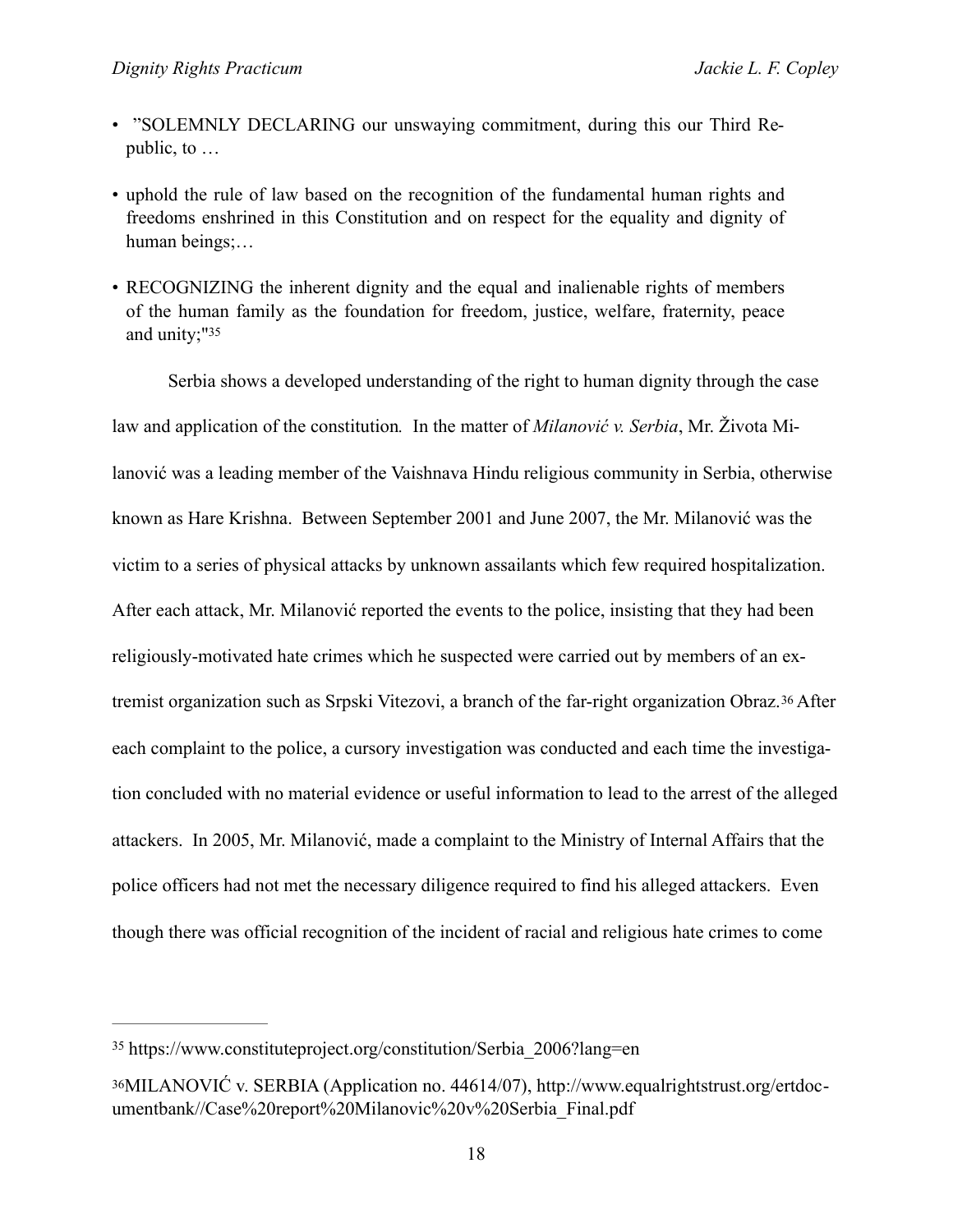- ”SOLEMNLY DECLARING our unswaying commitment, during this our Third Republic, to …
- uphold the rule of law based on the recognition of the fundamental human rights and freedoms enshrined in this Constitution and on respect for the equality and dignity of human beings;…
- RECOGNIZING the inherent dignity and the equal and inalienable rights of members of the human family as the foundation for freedom, justice, welfare, fraternity, peace and unity;"[35]

Serbia shows a developed understanding of the right to human dignity through the case law and application of the constitution*.* In the matter of *Milanović v. Serbia*, Mr. Života Milanović was a leading member of the Vaishnava Hindu religious community in Serbia, otherwise known as Hare Krishna. Between September 2001 and June 2007, the Mr. Milanović was the victim to a series of physical attacks by unknown assailants which few required hospitalization. After each attack, Mr. Milanović reported the events to the police, insisting that they had been religiously-motivated hate crimes which he suspected were carried out by members of an extremist organization such as Srpski Vitezovi, a branch of the far-right organization Obraz.[36] After each complaint to the police, a cursory investigation was conducted and each time the investigation concluded with no material evidence or useful information to lead to the arrest of the alleged attackers. In 2005, Mr. Milanović, made a complaint to the Ministry of Internal Affairs that the police officers had not met the necessary diligence required to find his alleged attackers. Even though there was official recognition of the incident of racial and religious hate crimes to come

---

[35] https://www.constituteproject.org/constitution/Serbia_2006?lang=en

[36] MILANOVIĆ v. SERBIA (Application no. 44614/07), http://www.equalrightstrust.org/ertdocumentbank//Case%20report%20Milanovic%20v%20Serbia_Final.pdf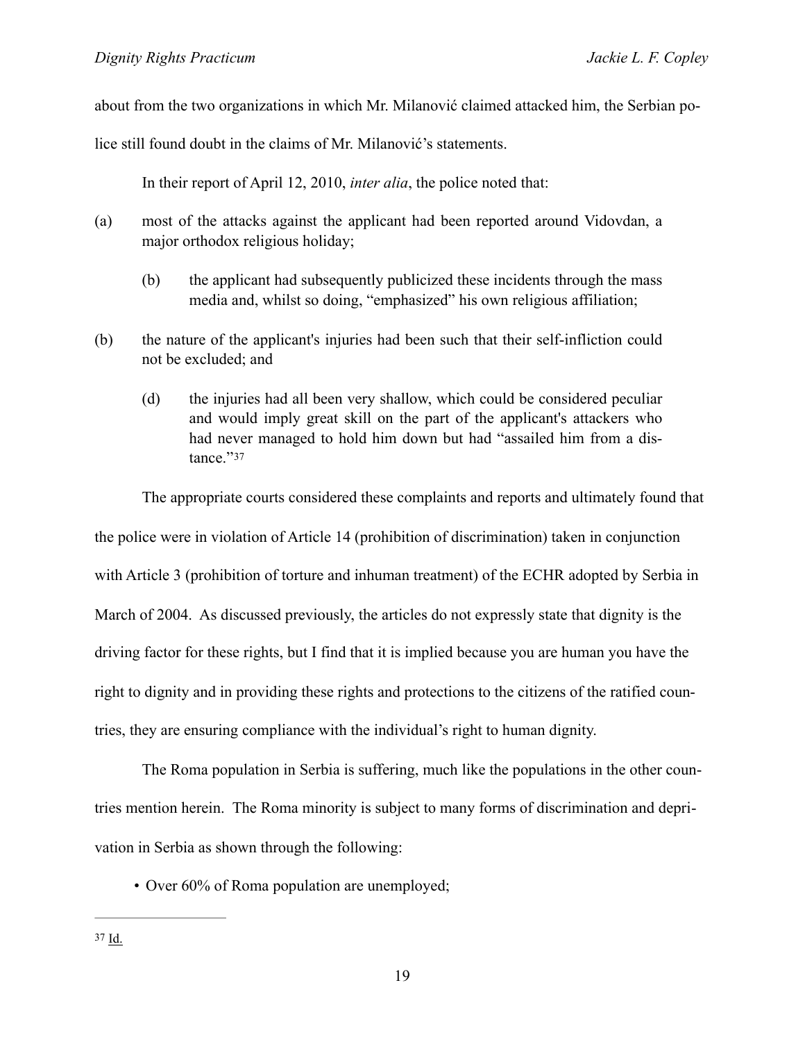about from the two organizations in which Mr. Milanović claimed attacked him, the Serbian police still found doubt in the claims of Mr. Milanović's statements.

In their report of April 12, 2010, *inter alia*, the police noted that:

(a) most of the attacks against the applicant had been reported around Vidovdan, a major orthodox religious holiday;

> (b) the applicant had subsequently publicized these incidents through the mass media and, whilst so doing, "emphasized" his own religious affiliation;

(b) the nature of the applicant's injuries had been such that their self-infliction could not be excluded; and

> (d) the injuries had all been very shallow, which could be considered peculiar and would imply great skill on the part of the applicant's attackers who had never managed to hold him down but had "assailed him from a distance."[37]

The appropriate courts considered these complaints and reports and ultimately found that the police were in violation of Article 14 (prohibition of discrimination) taken in conjunction with Article 3 (prohibition of torture and inhuman treatment) of the ECHR adopted by Serbia in March of 2004. As discussed previously, the articles do not expressly state that dignity is the driving factor for these rights, but I find that it is implied because you are human you have the right to dignity and in providing these rights and protections to the citizens of the ratified countries, they are ensuring compliance with the individual's right to human dignity.

The Roma population in Serbia is suffering, much like the populations in the other countries mention herein. The Roma minority is subject to many forms of discrimination and deprivation in Serbia as shown through the following:

- Over 60% of Roma population are unemployed;

---

[37] Id.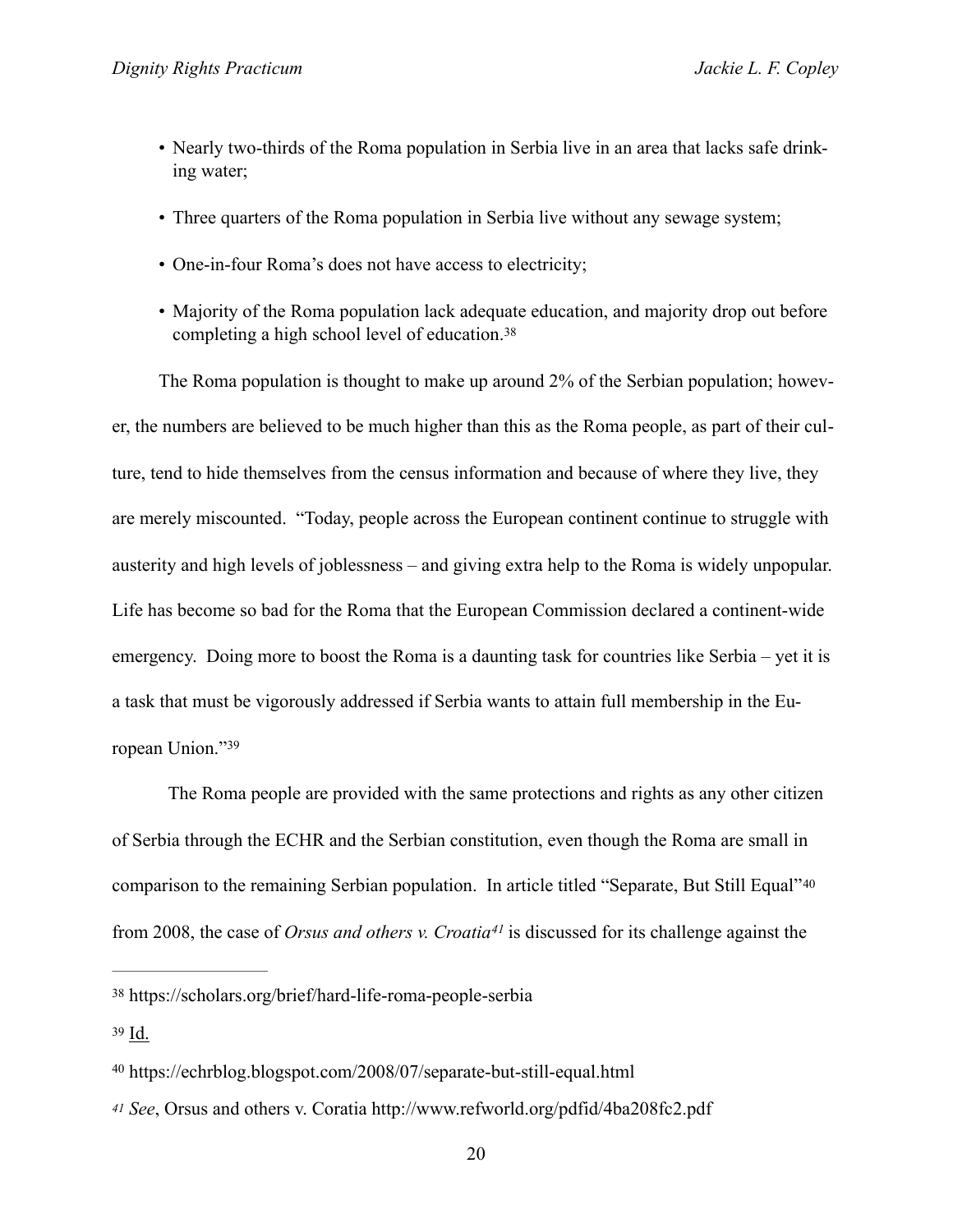- Nearly two-thirds of the Roma population in Serbia live in an area that lacks safe drinking water;
- Three quarters of the Roma population in Serbia live without any sewage system;
- One-in-four Roma's does not have access to electricity;
- Majority of the Roma population lack adequate education, and majority drop out before completing a high school level of education.[38]

The Roma population is thought to make up around 2% of the Serbian population; however, the numbers are believed to be much higher than this as the Roma people, as part of their culture, tend to hide themselves from the census information and because of where they live, they are merely miscounted. "Today, people across the European continent continue to struggle with austerity and high levels of joblessness – and giving extra help to the Roma is widely unpopular. Life has become so bad for the Roma that the European Commission declared a continent-wide emergency. Doing more to boost the Roma is a daunting task for countries like Serbia – yet it is a task that must be vigorously addressed if Serbia wants to attain full membership in the European Union."[39]

The Roma people are provided with the same protections and rights as any other citizen of Serbia through the ECHR and the Serbian constitution, even though the Roma are small in comparison to the remaining Serbian population. In article titled "Separate, But Still Equal"[40] from 2008, the case of *Orsus and others v. Croatia*[41] is discussed for its challenge against the

---

[38] https://scholars.org/brief/hard-life-roma-people-serbia

[39] Id.

[40] https://echrblog.blogspot.com/2008/07/separate-but-still-equal.html

[41] *See*, Orsus and others v. Coratia http://www.refworld.org/pdfid/4ba208fc2.pdf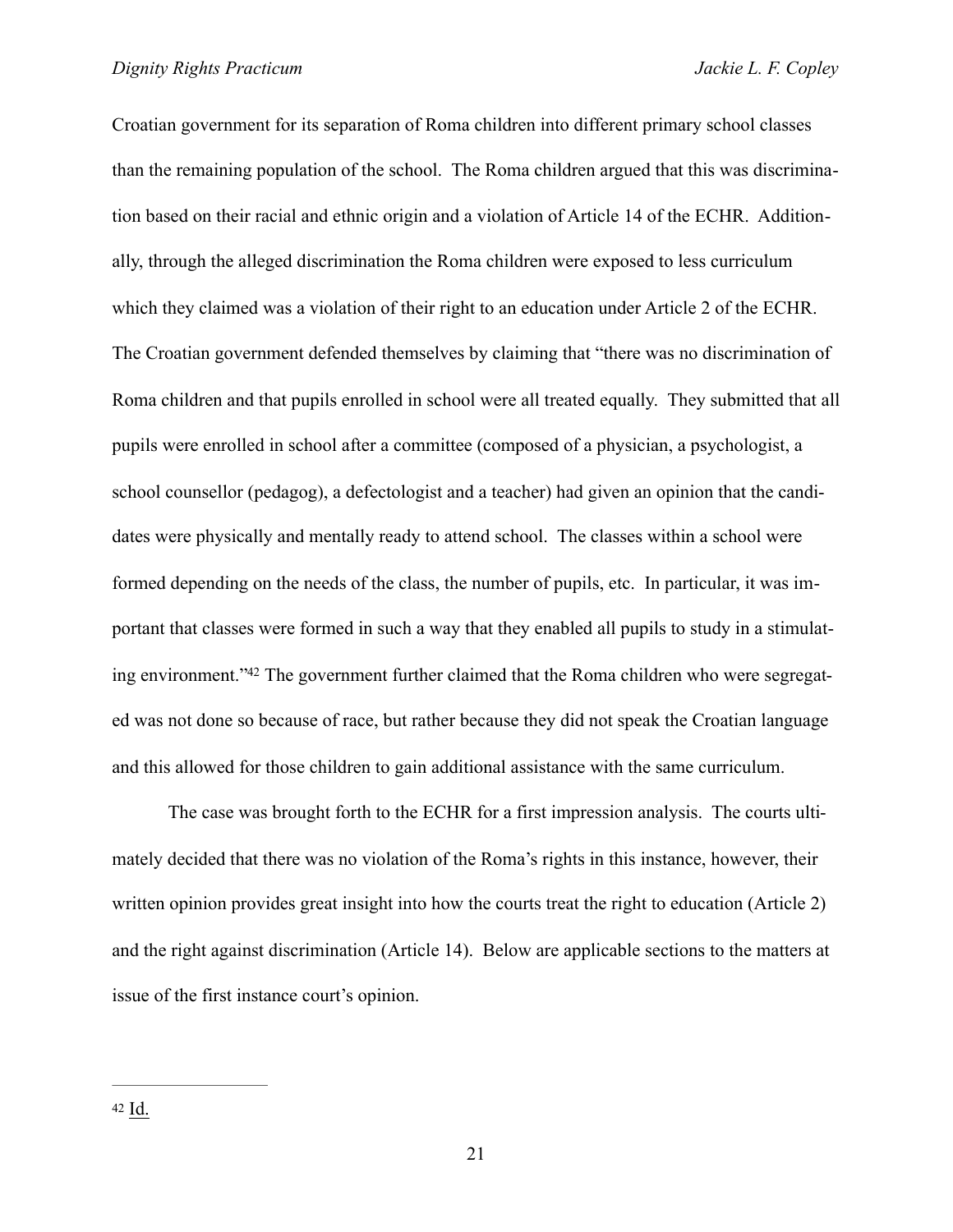Croatian government for its separation of Roma children into different primary school classes than the remaining population of the school. The Roma children argued that this was discrimination based on their racial and ethnic origin and a violation of Article 14 of the ECHR. Additionally, through the alleged discrimination the Roma children were exposed to less curriculum which they claimed was a violation of their right to an education under Article 2 of the ECHR. The Croatian government defended themselves by claiming that "there was no discrimination of Roma children and that pupils enrolled in school were all treated equally. They submitted that all pupils were enrolled in school after a committee (composed of a physician, a psychologist, a school counsellor (pedagog), a defectologist and a teacher) had given an opinion that the candidates were physically and mentally ready to attend school. The classes within a school were formed depending on the needs of the class, the number of pupils, etc. In particular, it was important that classes were formed in such a way that they enabled all pupils to study in a stimulating environment."[42] The government further claimed that the Roma children who were segregated was not done so because of race, but rather because they did not speak the Croatian language and this allowed for those children to gain additional assistance with the same curriculum.

The case was brought forth to the ECHR for a first impression analysis. The courts ultimately decided that there was no violation of the Roma's rights in this instance, however, their written opinion provides great insight into how the courts treat the right to education (Article 2) and the right against discrimination (Article 14). Below are applicable sections to the matters at issue of the first instance court's opinion.

---

[42] Id.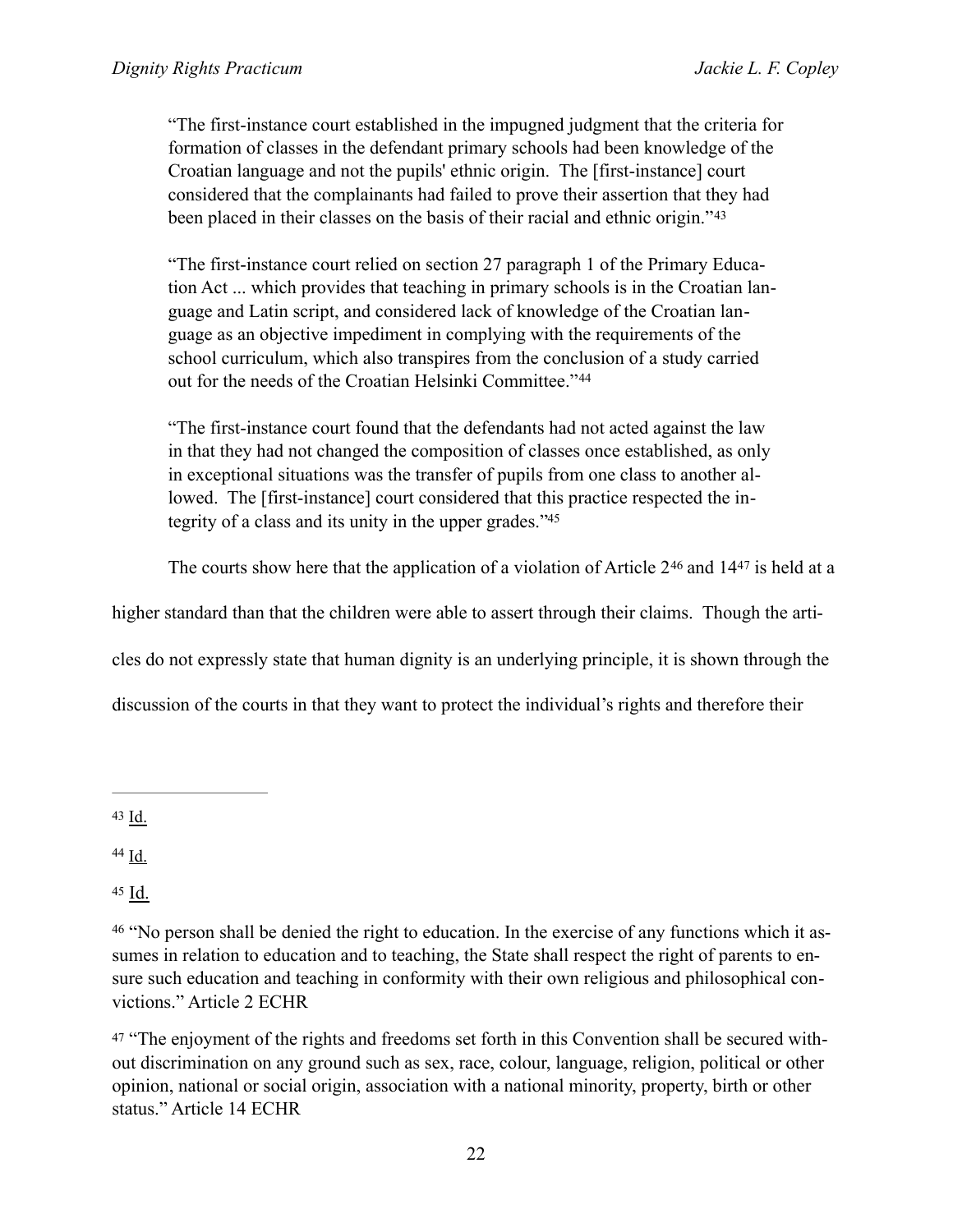> "The first-instance court established in the impugned judgment that the criteria for formation of classes in the defendant primary schools had been knowledge of the Croatian language and not the pupils' ethnic origin. The [first-instance] court considered that the complainants had failed to prove their assertion that they had been placed in their classes on the basis of their racial and ethnic origin."[43]

> "The first-instance court relied on section 27 paragraph 1 of the Primary Education Act ... which provides that teaching in primary schools is in the Croatian language and Latin script, and considered lack of knowledge of the Croatian language as an objective impediment in complying with the requirements of the school curriculum, which also transpires from the conclusion of a study carried out for the needs of the Croatian Helsinki Committee."[44]

> "The first-instance court found that the defendants had not acted against the law in that they had not changed the composition of classes once established, as only in exceptional situations was the transfer of pupils from one class to another allowed. The [first-instance] court considered that this practice respected the integrity of a class and its unity in the upper grades."[45]

The courts show here that the application of a violation of Article 2[46] and 14[47] is held at a higher standard than that the children were able to assert through their claims. Though the articles do not expressly state that human dignity is an underlying principle, it is shown through the discussion of the courts in that they want to protect the individual's rights and therefore their

---

[43] Id.

[44] Id.

[45] Id.

[46] "No person shall be denied the right to education. In the exercise of any functions which it assumes in relation to education and to teaching, the State shall respect the right of parents to ensure such education and teaching in conformity with their own religious and philosophical convictions." Article 2 ECHR

[47] "The enjoyment of the rights and freedoms set forth in this Convention shall be secured without discrimination on any ground such as sex, race, colour, language, religion, political or other opinion, national or social origin, association with a national minority, property, birth or other status." Article 14 ECHR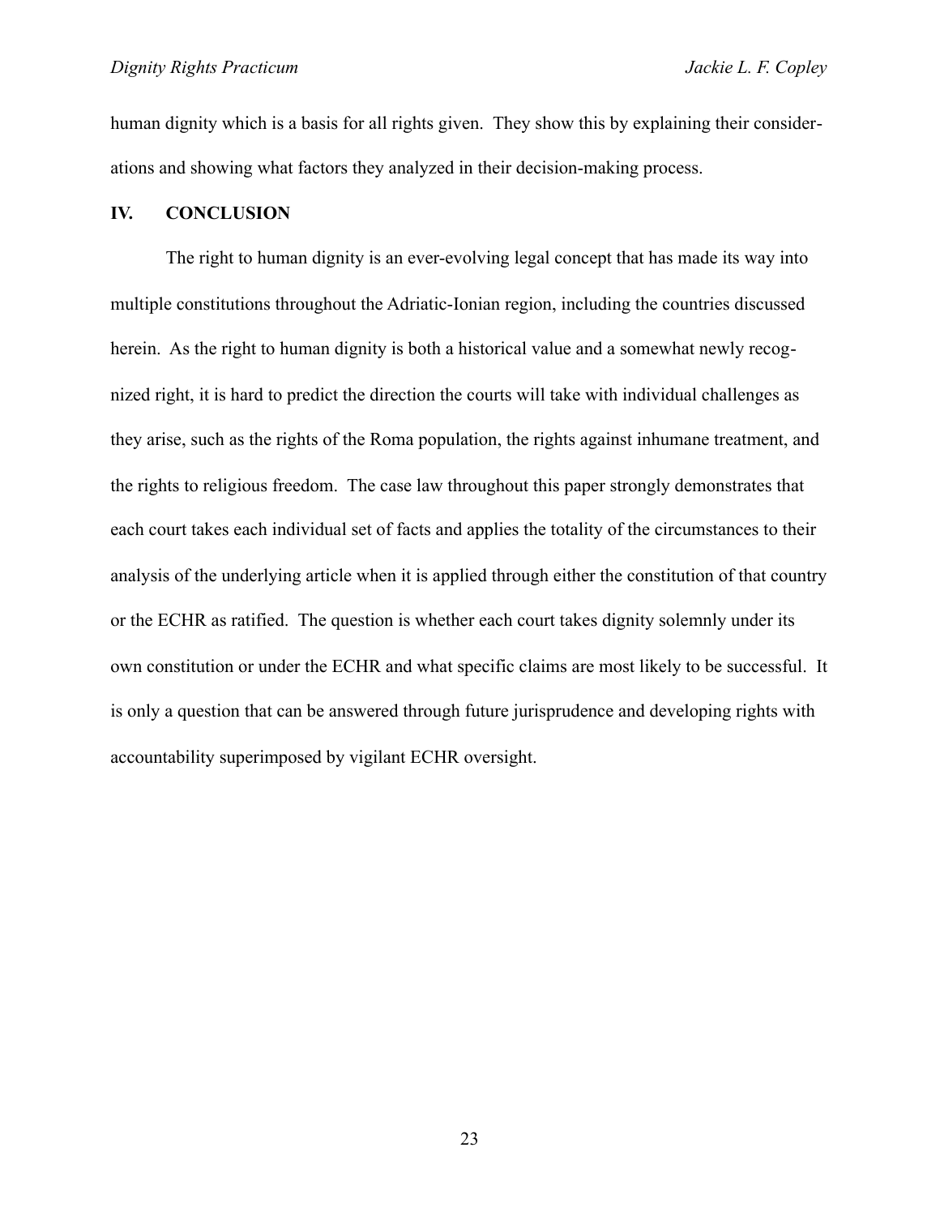human dignity which is a basis for all rights given. They show this by explaining their considerations and showing what factors they analyzed in their decision-making process.

## IV. CONCLUSION

The right to human dignity is an ever-evolving legal concept that has made its way into multiple constitutions throughout the Adriatic-Ionian region, including the countries discussed herein. As the right to human dignity is both a historical value and a somewhat newly recognized right, it is hard to predict the direction the courts will take with individual challenges as they arise, such as the rights of the Roma population, the rights against inhumane treatment, and the rights to religious freedom. The case law throughout this paper strongly demonstrates that each court takes each individual set of facts and applies the totality of the circumstances to their analysis of the underlying article when it is applied through either the constitution of that country or the ECHR as ratified. The question is whether each court takes dignity solemnly under its own constitution or under the ECHR and what specific claims are most likely to be successful. It is only a question that can be answered through future jurisprudence and developing rights with accountability superimposed by vigilant ECHR oversight.